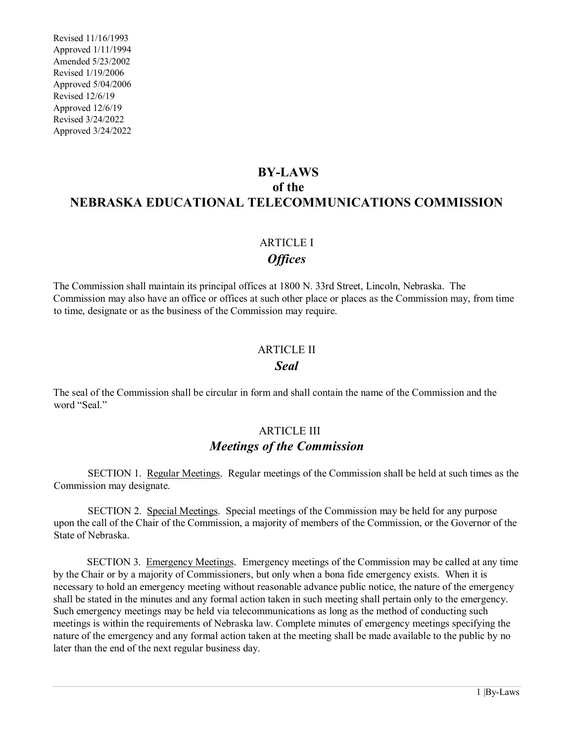Revised 11/16/1993
Approved 1/11/1994
Amended 5/23/2002
Revised 1/19/2006
Approved 5/04/2006
Revised 12/6/19
Approved 12/6/19
Revised 3/24/2022
Approved 3/24/2022

# BY-LAWS of the NEBRASKA EDUCATIONAL TELECOMMUNICATIONS COMMISSION

## ARTICLE I
### *Offices*

The Commission shall maintain its principal offices at 1800 N. 33rd Street, Lincoln, Nebraska. The Commission may also have an office or offices at such other place or places as the Commission may, from time to time, designate or as the business of the Commission may require.

## ARTICLE II
### *Seal*

The seal of the Commission shall be circular in form and shall contain the name of the Commission and the word "Seal."

## ARTICLE III
### *Meetings of the Commission*

SECTION 1. Regular Meetings. Regular meetings of the Commission shall be held at such times as the Commission may designate.

SECTION 2. Special Meetings. Special meetings of the Commission may be held for any purpose upon the call of the Chair of the Commission, a majority of members of the Commission, or the Governor of the State of Nebraska.

SECTION 3. Emergency Meetings. Emergency meetings of the Commission may be called at any time by the Chair or by a majority of Commissioners, but only when a bona fide emergency exists. When it is necessary to hold an emergency meeting without reasonable advance public notice, the nature of the emergency shall be stated in the minutes and any formal action taken in such meeting shall pertain only to the emergency. Such emergency meetings may be held via telecommunications as long as the method of conducting such meetings is within the requirements of Nebraska law. Complete minutes of emergency meetings specifying the nature of the emergency and any formal action taken at the meeting shall be made available to the public by no later than the end of the next regular business day.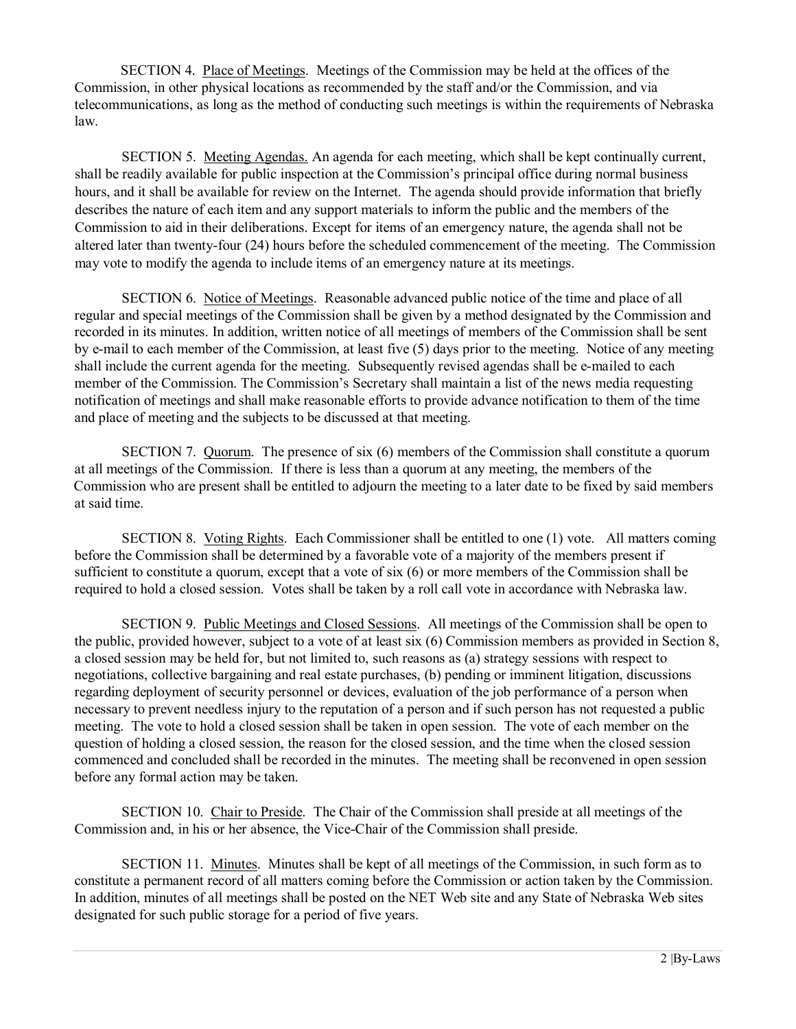SECTION 4. Place of Meetings. Meetings of the Commission may be held at the offices of the Commission, in other physical locations as recommended by the staff and/or the Commission, and via telecommunications, as long as the method of conducting such meetings is within the requirements of Nebraska law.

SECTION 5. Meeting Agendas. An agenda for each meeting, which shall be kept continually current, shall be readily available for public inspection at the Commission's principal office during normal business hours, and it shall be available for review on the Internet. The agenda should provide information that briefly describes the nature of each item and any support materials to inform the public and the members of the Commission to aid in their deliberations. Except for items of an emergency nature, the agenda shall not be altered later than twenty-four (24) hours before the scheduled commencement of the meeting. The Commission may vote to modify the agenda to include items of an emergency nature at its meetings.

SECTION 6. Notice of Meetings. Reasonable advanced public notice of the time and place of all regular and special meetings of the Commission shall be given by a method designated by the Commission and recorded in its minutes. In addition, written notice of all meetings of members of the Commission shall be sent by e-mail to each member of the Commission, at least five (5) days prior to the meeting. Notice of any meeting shall include the current agenda for the meeting. Subsequently revised agendas shall be e-mailed to each member of the Commission. The Commission's Secretary shall maintain a list of the news media requesting notification of meetings and shall make reasonable efforts to provide advance notification to them of the time and place of meeting and the subjects to be discussed at that meeting.

SECTION 7. Quorum. The presence of six (6) members of the Commission shall constitute a quorum at all meetings of the Commission. If there is less than a quorum at any meeting, the members of the Commission who are present shall be entitled to adjourn the meeting to a later date to be fixed by said members at said time.

SECTION 8. Voting Rights. Each Commissioner shall be entitled to one (1) vote. All matters coming before the Commission shall be determined by a favorable vote of a majority of the members present if sufficient to constitute a quorum, except that a vote of six (6) or more members of the Commission shall be required to hold a closed session. Votes shall be taken by a roll call vote in accordance with Nebraska law.

SECTION 9. Public Meetings and Closed Sessions. All meetings of the Commission shall be open to the public, provided however, subject to a vote of at least six (6) Commission members as provided in Section 8, a closed session may be held for, but not limited to, such reasons as (a) strategy sessions with respect to negotiations, collective bargaining and real estate purchases, (b) pending or imminent litigation, discussions regarding deployment of security personnel or devices, evaluation of the job performance of a person when necessary to prevent needless injury to the reputation of a person and if such person has not requested a public meeting. The vote to hold a closed session shall be taken in open session. The vote of each member on the question of holding a closed session, the reason for the closed session, and the time when the closed session commenced and concluded shall be recorded in the minutes. The meeting shall be reconvened in open session before any formal action may be taken.

SECTION 10. Chair to Preside. The Chair of the Commission shall preside at all meetings of the Commission and, in his or her absence, the Vice-Chair of the Commission shall preside.

SECTION 11. Minutes. Minutes shall be kept of all meetings of the Commission, in such form as to constitute a permanent record of all matters coming before the Commission or action taken by the Commission. In addition, minutes of all meetings shall be posted on the NET Web site and any State of Nebraska Web sites designated for such public storage for a period of five years.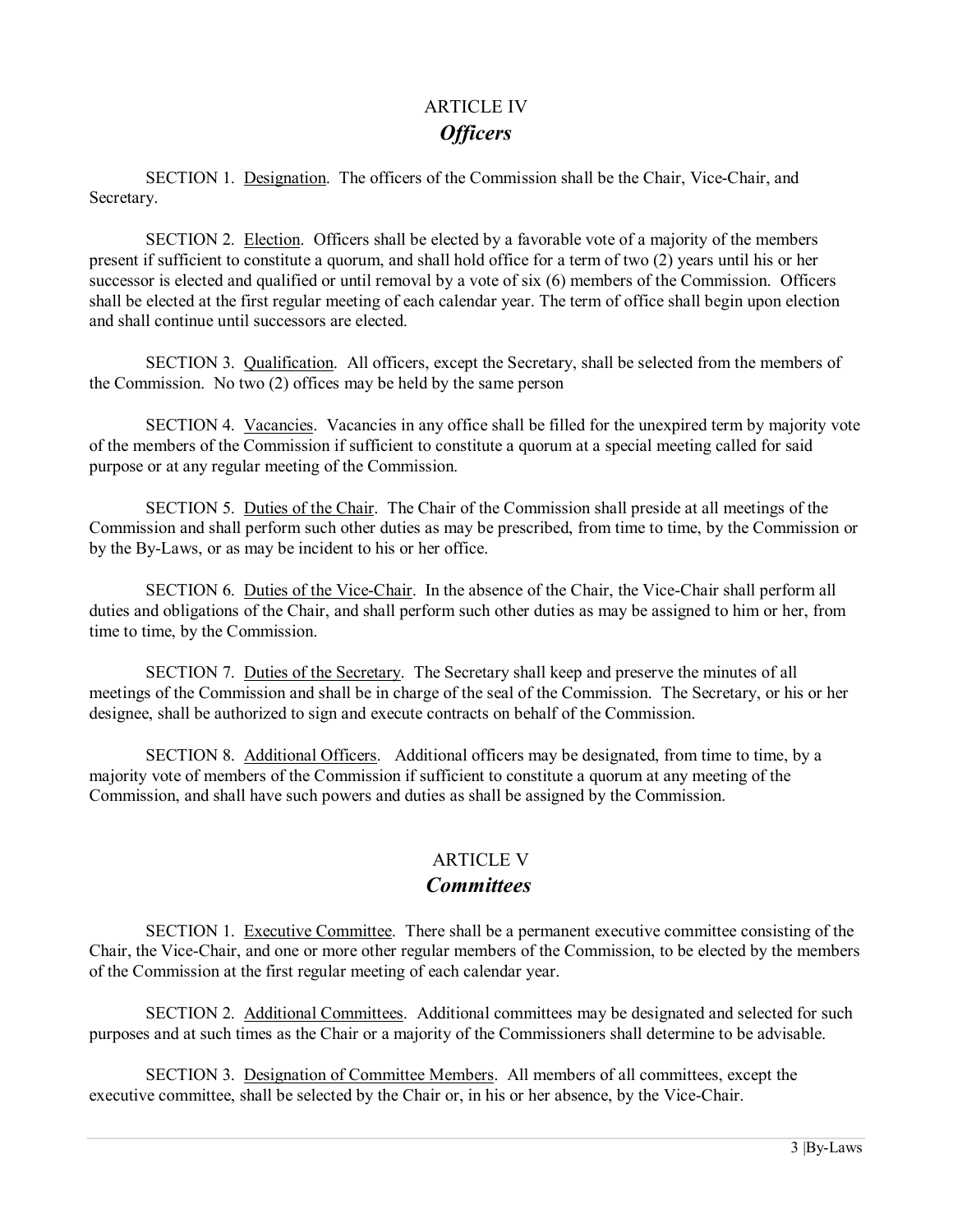## ARTICLE IV
## *Officers*

SECTION 1. Designation. The officers of the Commission shall be the Chair, Vice-Chair, and Secretary.

SECTION 2. Election. Officers shall be elected by a favorable vote of a majority of the members present if sufficient to constitute a quorum, and shall hold office for a term of two (2) years until his or her successor is elected and qualified or until removal by a vote of six (6) members of the Commission. Officers shall be elected at the first regular meeting of each calendar year. The term of office shall begin upon election and shall continue until successors are elected.

SECTION 3. Qualification. All officers, except the Secretary, shall be selected from the members of the Commission. No two (2) offices may be held by the same person

SECTION 4. Vacancies. Vacancies in any office shall be filled for the unexpired term by majority vote of the members of the Commission if sufficient to constitute a quorum at a special meeting called for said purpose or at any regular meeting of the Commission.

SECTION 5. Duties of the Chair. The Chair of the Commission shall preside at all meetings of the Commission and shall perform such other duties as may be prescribed, from time to time, by the Commission or by the By-Laws, or as may be incident to his or her office.

SECTION 6. Duties of the Vice-Chair. In the absence of the Chair, the Vice-Chair shall perform all duties and obligations of the Chair, and shall perform such other duties as may be assigned to him or her, from time to time, by the Commission.

SECTION 7. Duties of the Secretary. The Secretary shall keep and preserve the minutes of all meetings of the Commission and shall be in charge of the seal of the Commission. The Secretary, or his or her designee, shall be authorized to sign and execute contracts on behalf of the Commission.

SECTION 8. Additional Officers. Additional officers may be designated, from time to time, by a majority vote of members of the Commission if sufficient to constitute a quorum at any meeting of the Commission, and shall have such powers and duties as shall be assigned by the Commission.

## ARTICLE V
## *Committees*

SECTION 1. Executive Committee. There shall be a permanent executive committee consisting of the Chair, the Vice-Chair, and one or more other regular members of the Commission, to be elected by the members of the Commission at the first regular meeting of each calendar year.

SECTION 2. Additional Committees. Additional committees may be designated and selected for such purposes and at such times as the Chair or a majority of the Commissioners shall determine to be advisable.

SECTION 3. Designation of Committee Members. All members of all committees, except the executive committee, shall be selected by the Chair or, in his or her absence, by the Vice-Chair.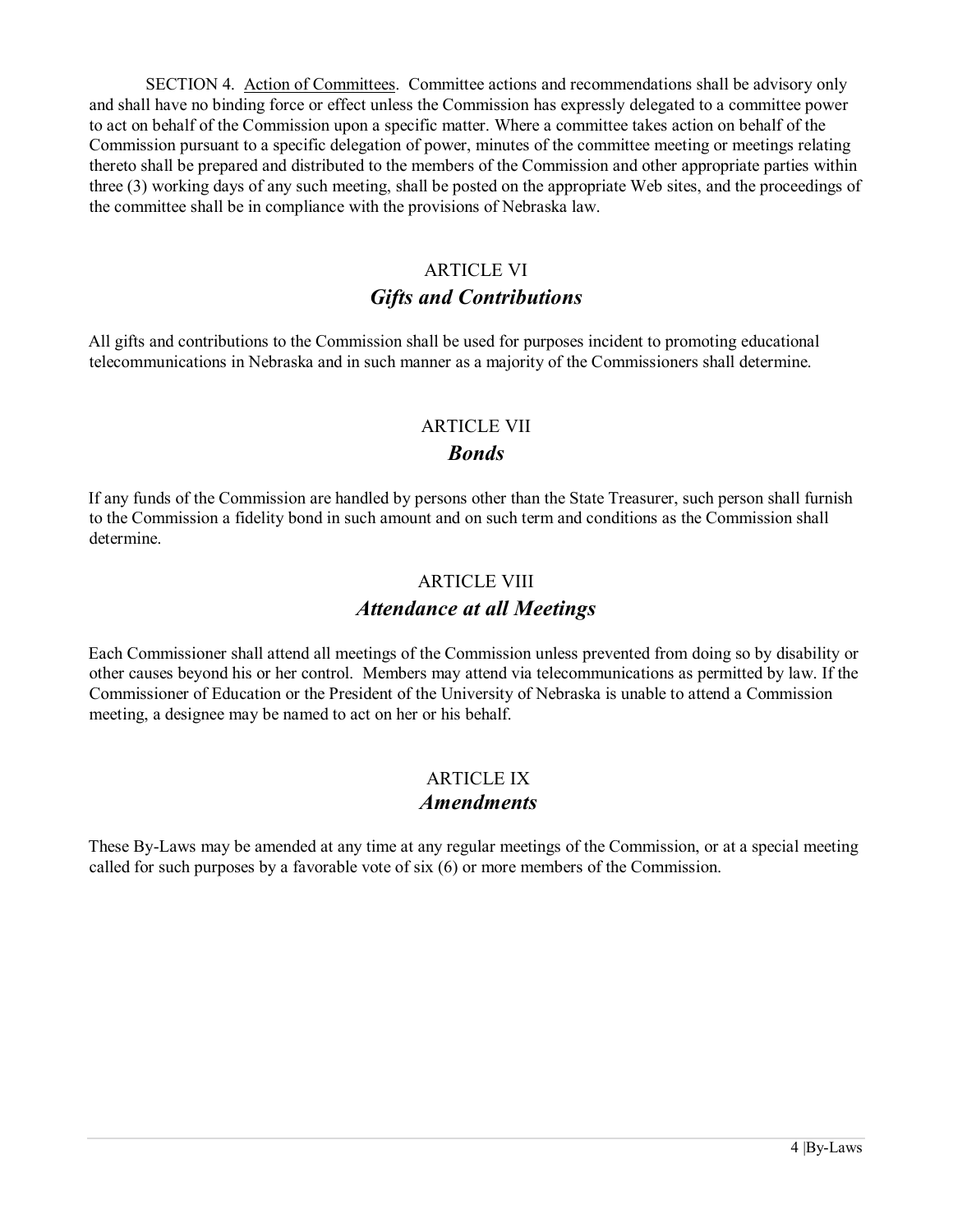SECTION 4. Action of Committees. Committee actions and recommendations shall be advisory only and shall have no binding force or effect unless the Commission has expressly delegated to a committee power to act on behalf of the Commission upon a specific matter. Where a committee takes action on behalf of the Commission pursuant to a specific delegation of power, minutes of the committee meeting or meetings relating thereto shall be prepared and distributed to the members of the Commission and other appropriate parties within three (3) working days of any such meeting, shall be posted on the appropriate Web sites, and the proceedings of the committee shall be in compliance with the provisions of Nebraska law.

## ARTICLE VI
## *Gifts and Contributions*

All gifts and contributions to the Commission shall be used for purposes incident to promoting educational telecommunications in Nebraska and in such manner as a majority of the Commissioners shall determine.

## ARTICLE VII
## *Bonds*

If any funds of the Commission are handled by persons other than the State Treasurer, such person shall furnish to the Commission a fidelity bond in such amount and on such term and conditions as the Commission shall determine.

## ARTICLE VIII
## *Attendance at all Meetings*

Each Commissioner shall attend all meetings of the Commission unless prevented from doing so by disability or other causes beyond his or her control. Members may attend via telecommunications as permitted by law. If the Commissioner of Education or the President of the University of Nebraska is unable to attend a Commission meeting, a designee may be named to act on her or his behalf.

## ARTICLE IX
## *Amendments*

These By-Laws may be amended at any time at any regular meetings of the Commission, or at a special meeting called for such purposes by a favorable vote of six (6) or more members of the Commission.